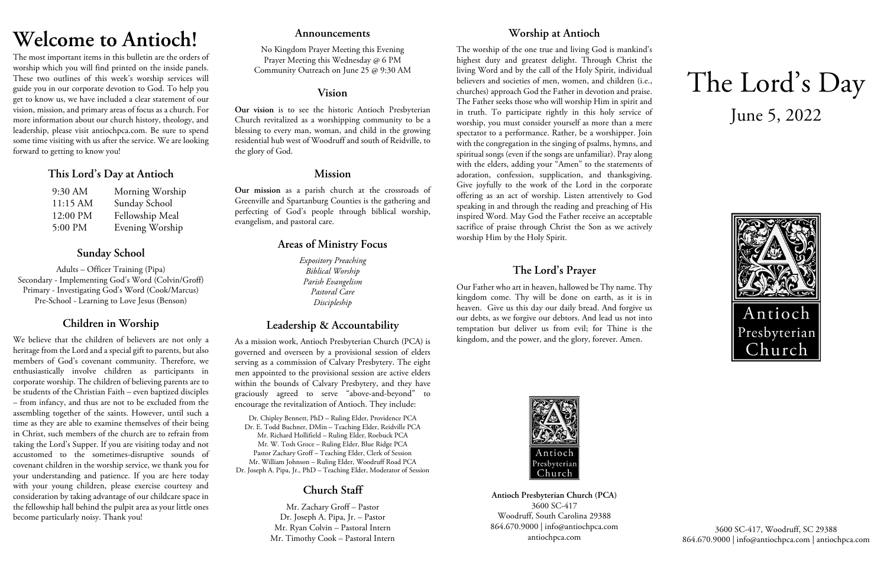# Welcome to Antioch!

The most important items in this bulletin are the orders of worship which you will find printed on the inside panels. These two outlines of this week's worship services will guide you in our corporate devotion to God. To help you get to know us, we have included a clear statement of our vision, mission, and primary areas of focus as a church. For more information about our church history, theology, and leadership, please visit antiochpca.com. Be sure to spend some time visiting with us after the service. We are looking forward to getting to know you!

## This Lord's Day at Antioch

| | |
|---|---|
| 9:30 AM | Morning Worship |
| 11:15 AM | Sunday School |
| 12:00 PM | Fellowship Meal |
| 5:00 PM | Evening Worship |

## Sunday School

Adults – Officer Training (Pipa)
Secondary - Implementing God's Word (Colvin/Groff)
Primary - Investigating God's Word (Cook/Marcus)
Pre-School - Learning to Love Jesus (Benson)

## Children in Worship

We believe that the children of believers are not only a heritage from the Lord and a special gift to parents, but also members of God's covenant community. Therefore, we enthusiastically involve children as participants in corporate worship. The children of believing parents are to be students of the Christian Faith – even baptized disciples – from infancy, and thus are not to be excluded from the assembling together of the saints. However, until such a time as they are able to examine themselves of their being in Christ, such members of the church are to refrain from taking the Lord's Supper. If you are visiting today and not accustomed to the sometimes-disruptive sounds of covenant children in the worship service, we thank you for your understanding and patience. If you are here today with your young children, please exercise courtesy and consideration by taking advantage of our childcare space in the fellowship hall behind the pulpit area as your little ones become particularly noisy. Thank you!

## Announcements

No Kingdom Prayer Meeting this Evening
Prayer Meeting this Wednesday @ 6 PM
Community Outreach on June 25 @ 9:30 AM

## Vision

**Our vision** is to see the historic Antioch Presbyterian Church revitalized as a worshipping community to be a blessing to every man, woman, and child in the growing residential hub west of Woodruff and south of Reidville, to the glory of God.

## Mission

**Our mission** as a parish church at the crossroads of Greenville and Spartanburg Counties is the gathering and perfecting of God's people through biblical worship, evangelism, and pastoral care.

## Areas of Ministry Focus

*Expository Preaching*
*Biblical Worship*
*Parish Evangelism*
*Pastoral Care*
*Discipleship*

## Leadership & Accountability

As a mission work, Antioch Presbyterian Church (PCA) is governed and overseen by a provisional session of elders serving as a commission of Calvary Presbytery. The eight men appointed to the provisional session are active elders within the bounds of Calvary Presbytery, and they have graciously agreed to serve "above-and-beyond" to encourage the revitalization of Antioch. They include:

Dr. Chipley Bennett, PhD – Ruling Elder, Providence PCA
Dr. E. Todd Buchner, DMin – Teaching Elder, Reidville PCA
Mr. Richard Hollifield – Ruling Elder, Roebuck PCA
Mr. W. Tosh Groce – Ruling Elder, Blue Ridge PCA
Pastor Zachary Groff – Teaching Elder, Clerk of Session
Mr. William Johnson – Ruling Elder, Woodruff Road PCA
Dr. Joseph A. Pipa, Jr., PhD – Teaching Elder, Moderator of Session

## Church Staff

Mr. Zachary Groff – Pastor
Dr. Joseph A. Pipa, Jr. – Pastor
Mr. Ryan Colvin – Pastoral Intern
Mr. Timothy Cook – Pastoral Intern

## Worship at Antioch

The worship of the one true and living God is mankind's highest duty and greatest delight. Through Christ the living Word and by the call of the Holy Spirit, individual believers and societies of men, women, and children (i.e., churches) approach God the Father in devotion and praise. The Father seeks those who will worship Him in spirit and in truth. To participate rightly in this holy service of worship, you must consider yourself as more than a mere spectator to a performance. Rather, be a worshipper. Join with the congregation in the singing of psalms, hymns, and spiritual songs (even if the songs are unfamiliar). Pray along with the elders, adding your "Amen" to the statements of adoration, confession, supplication, and thanksgiving. Give joyfully to the work of the Lord in the corporate offering as an act of worship. Listen attentively to God speaking in and through the reading and preaching of His inspired Word. May God the Father receive an acceptable sacrifice of praise through Christ the Son as we actively worship Him by the Holy Spirit.

## The Lord's Prayer

Our Father who art in heaven, hallowed be Thy name. Thy kingdom come. Thy will be done on earth, as it is in heaven. Give us this day our daily bread. And forgive us our debts, as we forgive our debtors. And lead us not into temptation but deliver us from evil; for Thine is the kingdom, and the power, and the glory, forever. Amen.

Antioch Presbyterian Church

**Antioch Presbyterian Church (PCA)**
3600 SC-417
Woodruff, South Carolina 29388
864.670.9000 | info@antiochpca.com
antiochpca.com

# The Lord's Day

June 5, 2022

Antioch Presbyterian Church

3600 SC-417, Woodruff, SC 29388
864.670.9000 | info@antiochpca.com | antiochpca.com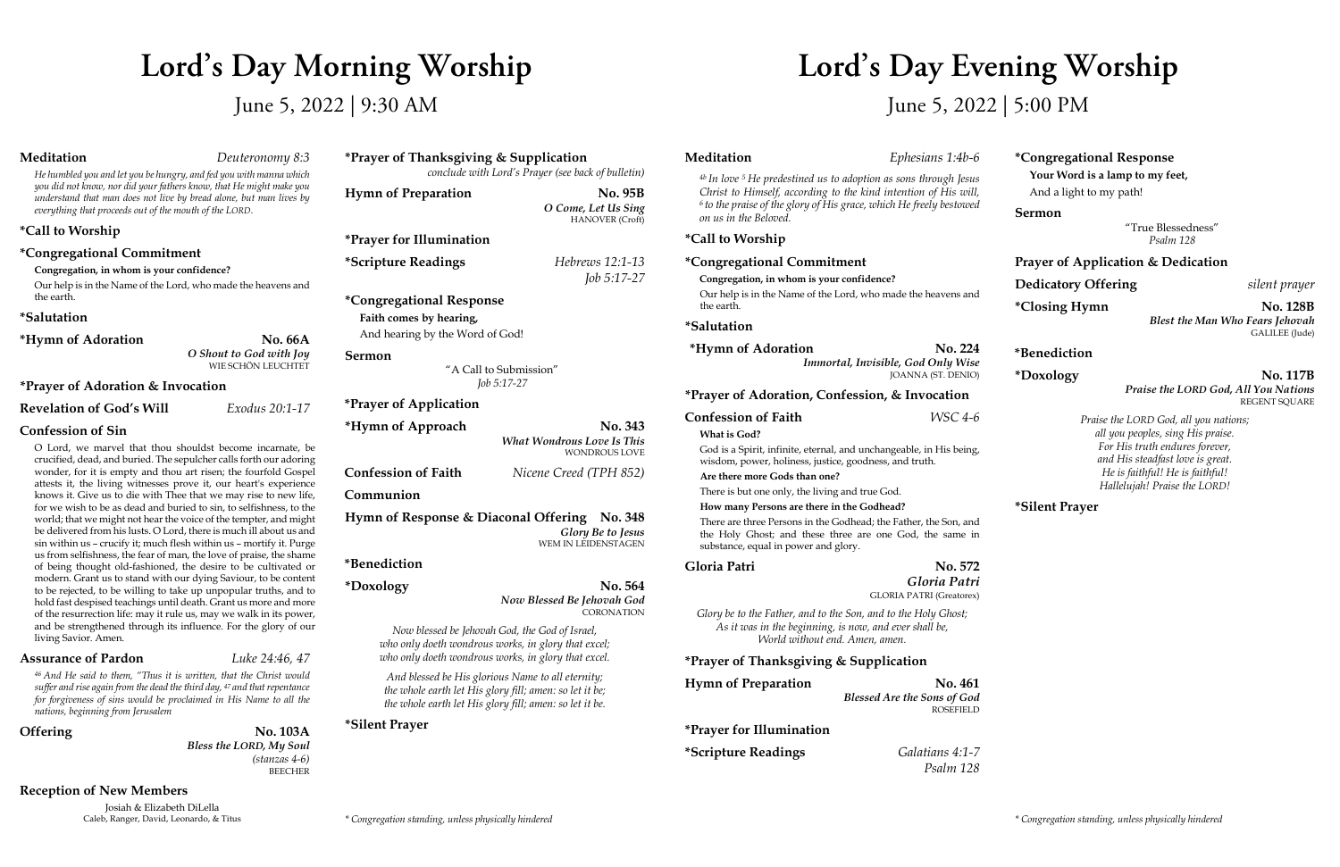# Lord's Day Morning Worship

June 5, 2022 | 9:30 AM

**Meditation** *Deuteronomy 8:3*

*He humbled you and let you be hungry, and fed you with manna which you did not know, nor did your fathers know, that He might make you understand that man does not live by bread alone, but man lives by everything that proceeds out of the mouth of the LORD.*

**\*Call to Worship**

**\*Congregational Commitment**

**Congregation, in whom is your confidence?**

Our help is in the Name of the Lord, who made the heavens and the earth.

**\*Salutation**

**\*Hymn of Adoration** **No. 66A**
*O Shout to God with Joy*
WIE SCHÖN LEUCHTET

**\*Prayer of Adoration & Invocation**

**Revelation of God's Will** *Exodus 20:1-17*

**Confession of Sin**

O Lord, we marvel that thou shouldst become incarnate, be crucified, dead, and buried. The sepulcher calls forth our adoring wonder, for it is empty and thou art risen; the fourfold Gospel attests it, the living witnesses prove it, our heart's experience knows it. Give us to die with Thee that we may rise to new life, for we wish to be as dead and buried to sin, to selfishness, to the world; that we might not hear the voice of the tempter, and might be delivered from his lusts. O Lord, there is much ill about us and sin within us – crucify it; much flesh within us – mortify it. Purge us from selfishness, the fear of man, the love of praise, the shame of being thought old-fashioned, the desire to be cultivated or modern. Grant us to stand with our dying Saviour, to be content to be rejected, to be willing to take up unpopular truths, and to hold fast despised teachings until death. Grant us more and more of the resurrection life: may it rule us, may we walk in its power, and be strengthened through its influence. For the glory of our living Savior. Amen.

**Assurance of Pardon** *Luke 24:46, 47*

*[46] And He said to them, "Thus it is written, that the Christ would suffer and rise again from the dead the third day, [47] and that repentance for forgiveness of sins would be proclaimed in His Name to all the nations, beginning from Jerusalem*

**Offering** **No. 103A**
*Bless the LORD, My Soul*
*(stanzas 4-6)*
BEECHER

**Reception of New Members**

Josiah & Elizabeth DiLella
Caleb, Ranger, David, Leonardo, & Titus

**\*Prayer of Thanksgiving & Supplication**
*conclude with Lord's Prayer (see back of bulletin)*

**Hymn of Preparation** **No. 95B**
*O Come, Let Us Sing*
HANOVER (Croft)

**\*Prayer for Illumination**

**\*Scripture Readings** *Hebrews 12:1-13*
*Job 5:17-27*

**\*Congregational Response**

**Faith comes by hearing,**

And hearing by the Word of God!

**Sermon**

"A Call to Submission"
*Job 5:17-27*

**\*Prayer of Application**

**\*Hymn of Approach** **No. 343**
*What Wondrous Love Is This*
WONDROUS LOVE

**Confession of Faith** *Nicene Creed (TPH 852)*

**Communion**

**Hymn of Response & Diaconal Offering** **No. 348**
*Glory Be to Jesus*
WEM IN LEIDENSTAGEN

**\*Benediction**

**\*Doxology** **No. 564**
*Now Blessed Be Jehovah God*
CORONATION

*Now blessed be Jehovah God, the God of Israel,*
*who only doeth wondrous works, in glory that excel;*
*who only doeth wondrous works, in glory that excel.*

*And blessed be His glorious Name to all eternity;*
*the whole earth let His glory fill; amen: so let it be;*
*the whole earth let His glory fill; amen: so let it be.*

**\*Silent Prayer**

*\* Congregation standing, unless physically hindered*

# Lord's Day Evening Worship

June 5, 2022 | 5:00 PM

**Meditation** *Ephesians 1:4b-6*

*[4b] In love [5] He predestined us to adoption as sons through Jesus Christ to Himself, according to the kind intention of His will, [6] to the praise of the glory of His grace, which He freely bestowed on us in the Beloved.*

**\*Call to Worship**

**\*Congregational Commitment**

**Congregation, in whom is your confidence?**

Our help is in the Name of the Lord, who made the heavens and the earth.

**\*Salutation**

**\*Hymn of Adoration** **No. 224**
*Immortal, Invisible, God Only Wise*
JOANNA (ST. DENIO)

**\*Prayer of Adoration, Confession, & Invocation**

**Confession of Faith** *WSC 4-6*

**What is God?**

God is a Spirit, infinite, eternal, and unchangeable, in His being, wisdom, power, holiness, justice, goodness, and truth.

**Are there more Gods than one?**

There is but one only, the living and true God.

**How many Persons are there in the Godhead?**

There are three Persons in the Godhead; the Father, the Son, and the Holy Ghost; and these three are one God, the same in substance, equal in power and glory.

**Gloria Patri** **No. 572**
*Gloria Patri*
GLORIA PATRI (Greatorex)

*Glory be to the Father, and to the Son, and to the Holy Ghost;*
*As it was in the beginning, is now, and ever shall be,*
*World without end. Amen, amen.*

**\*Prayer of Thanksgiving & Supplication**

**Hymn of Preparation** **No. 461**
*Blessed Are the Sons of God*
ROSEFIELD

**\*Prayer for Illumination**

**\*Scripture Readings** *Galatians 4:1-7*
*Psalm 128*

**\*Congregational Response**

**Your Word is a lamp to my feet,**

And a light to my path!

**Sermon**

"True Blessedness"
*Psalm 128*

**Prayer of Application & Dedication**

**Dedicatory Offering** *silent prayer*

**\*Closing Hymn** **No. 128B**
*Blest the Man Who Fears Jehovah*
GALILEE (Jude)

**\*Benediction**

**\*Doxology** **No. 117B**
*Praise the LORD God, All You Nations*
REGENT SQUARE

*Praise the LORD God, all you nations;*
*all you peoples, sing His praise.*
*For His truth endures forever,*
*and His steadfast love is great.*
*He is faithful! He is faithful!*
*Hallelujah! Praise the LORD!*

**\*Silent Prayer**

*\* Congregation standing, unless physically hindered*